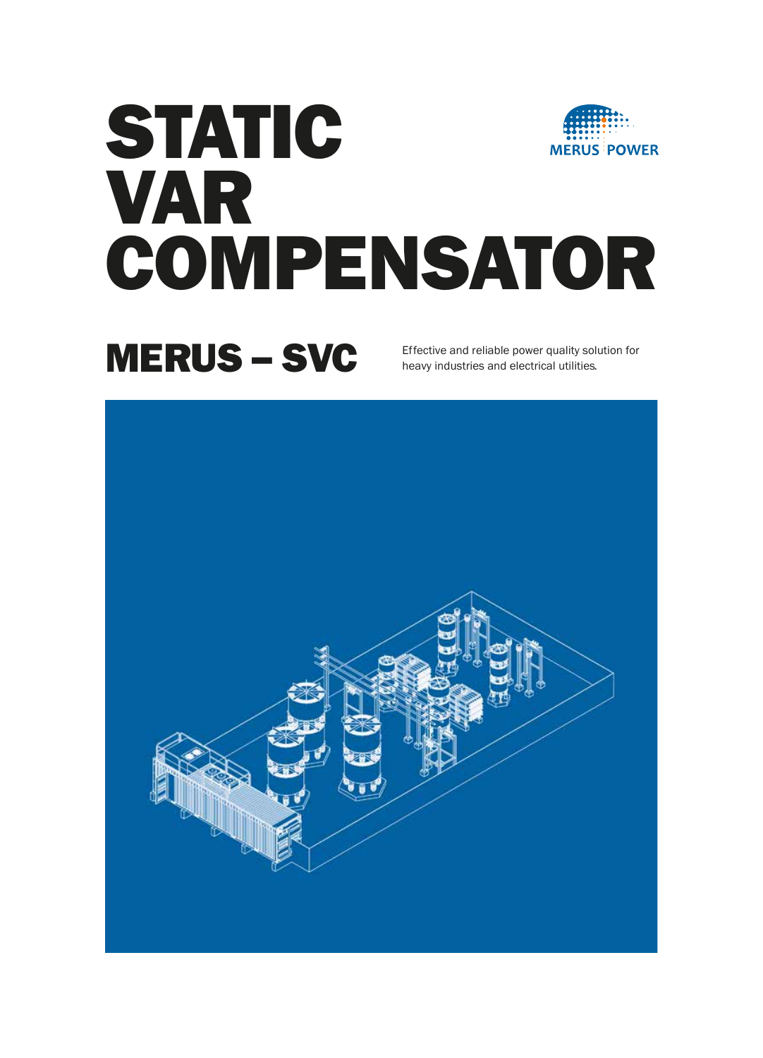# STATIC VAR COMPENSATOR

MERUS POWER

## MERUS – SVC

Effective and reliable power quality solution for heavy industries and electrical utilities.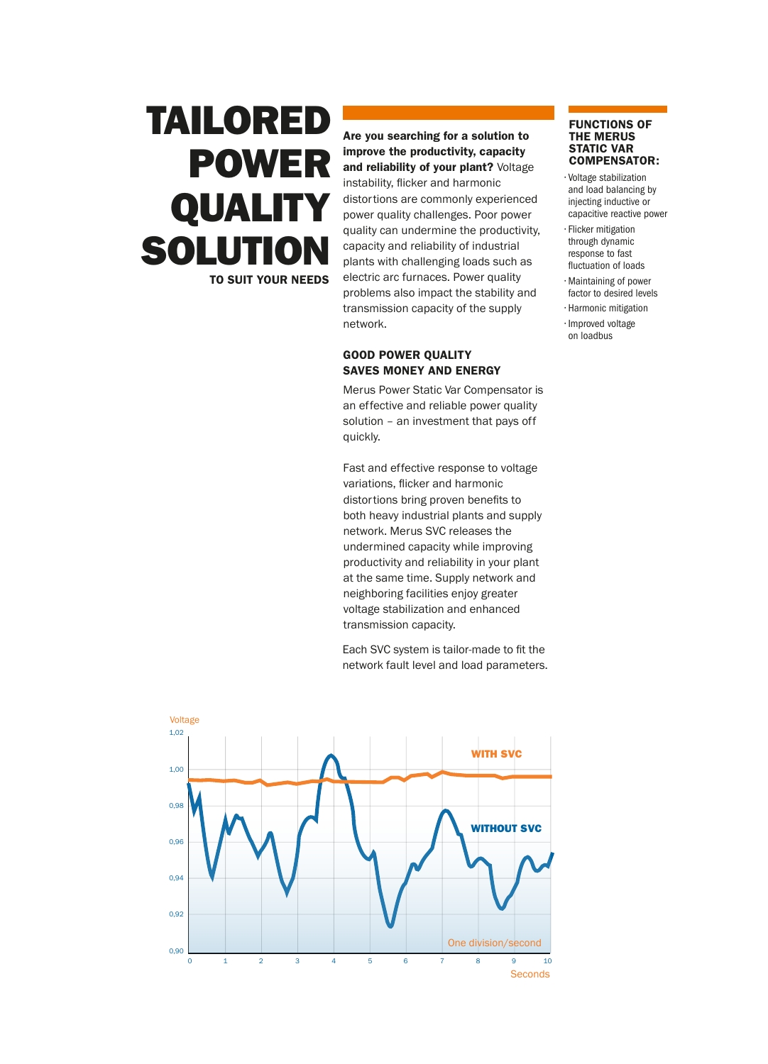# TAILORED POWER QUALITY SOLUTION

**TO SUIT YOUR NEEDS**

**Are you searching for a solution to improve the productivity, capacity and reliability of your plant?** Voltage instability, flicker and harmonic distortions are commonly experienced power quality challenges. Poor power quality can undermine the productivity, capacity and reliability of industrial plants with challenging loads such as electric arc furnaces. Power quality problems also impact the stability and transmission capacity of the supply network.

## GOOD POWER QUALITY SAVES MONEY AND ENERGY

Merus Power Static Var Compensator is an effective and reliable power quality solution – an investment that pays off quickly.

Fast and effective response to voltage variations, flicker and harmonic distortions bring proven benefits to both heavy industrial plants and supply network. Merus SVC releases the undermined capacity while improving productivity and reliability in your plant at the same time. Supply network and neighboring facilities enjoy greater voltage stabilization and enhanced transmission capacity.

Each SVC system is tailor-made to fit the network fault level and load parameters.

## FUNCTIONS OF THE MERUS STATIC VAR COMPENSATOR:

- Voltage stabilization and load balancing by injecting inductive or capacitive reactive power
- Flicker mitigation through dynamic response to fast fluctuation of loads
- Maintaining of power factor to desired levels
- Harmonic mitigation
- Improved voltage on loadbus

Voltage

1,02 / 1,00 / 0,98 / 0,96 / 0,94 / 0,92 / 0,90

WITH SVC

WITHOUT SVC

One division/second

0 1 2 3 4 5 6 7 8 9 10

Seconds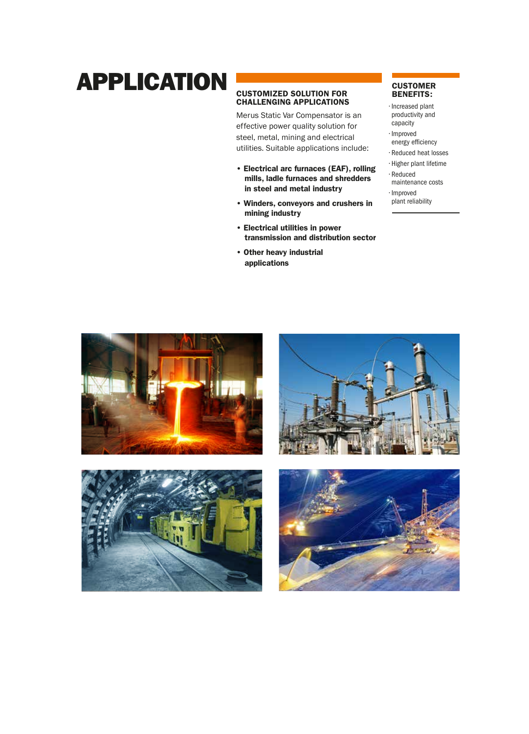# APPLICATION

## CUSTOMIZED SOLUTION FOR CHALLENGING APPLICATIONS

Merus Static Var Compensator is an effective power quality solution for steel, metal, mining and electrical utilities. Suitable applications include:

- **Electrical arc furnaces (EAF), rolling mills, ladle furnaces and shredders in steel and metal industry**
- **Winders, conveyors and crushers in mining industry**
- **Electrical utilities in power transmission and distribution sector**
- **Other heavy industrial applications**

### CUSTOMER BENEFITS:

- Increased plant productivity and capacity
- Improved energy efficiency
- Reduced heat losses
- Higher plant lifetime
- Reduced maintenance costs
- Improved plant reliability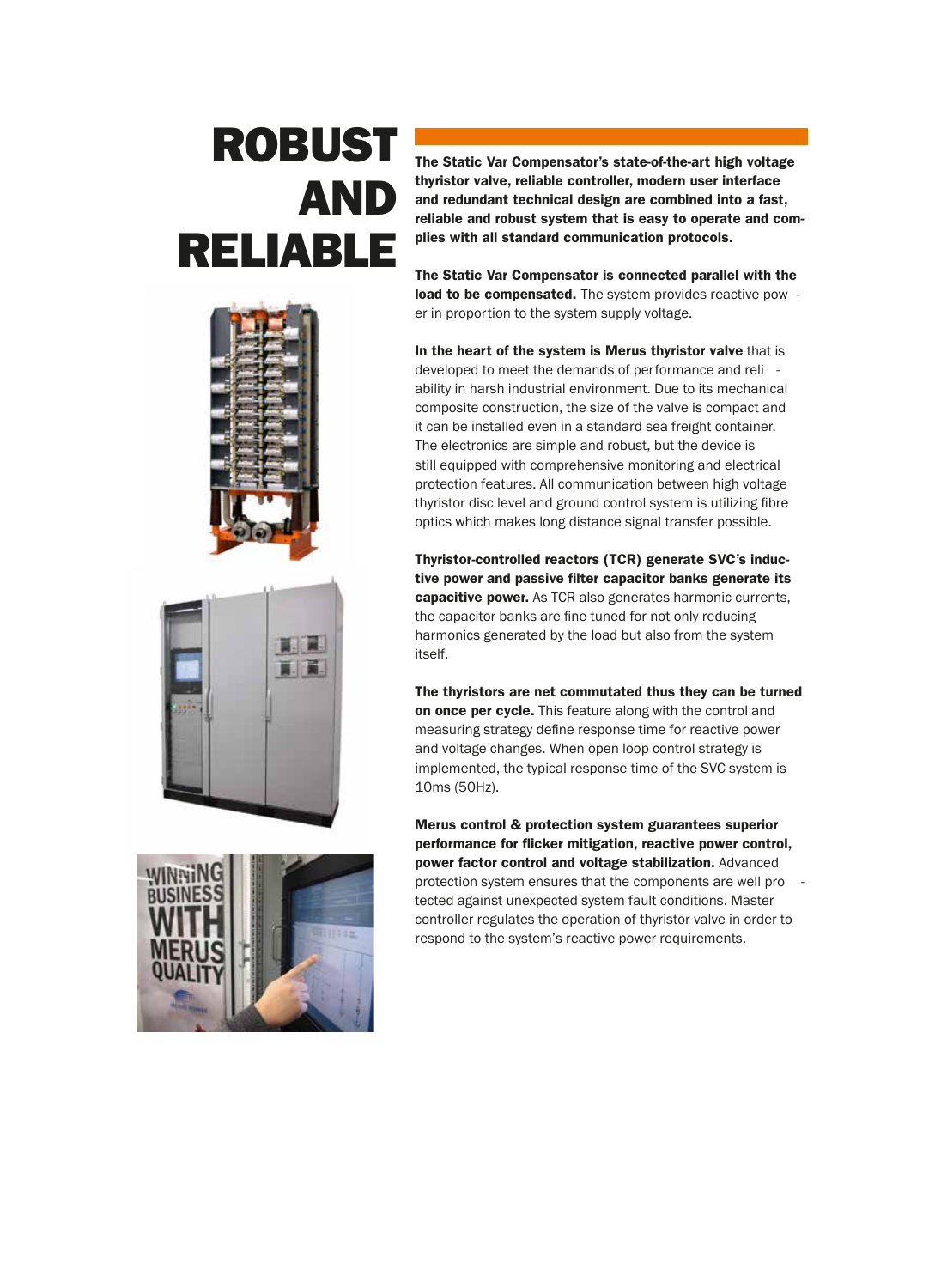# ROBUST AND RELIABLE

**The Static Var Compensator's state-of-the-art high voltage thyristor valve, reliable controller, modern user interface and redundant technical design are combined into a fast, reliable and robust system that is easy to operate and complies with all standard communication protocols.**

**The Static Var Compensator is connected parallel with the load to be compensated.** The system provides reactive power in proportion to the system supply voltage.

**In the heart of the system is Merus thyristor valve** that is developed to meet the demands of performance and reliability in harsh industrial environment. Due to its mechanical composite construction, the size of the valve is compact and it can be installed even in a standard sea freight container. The electronics are simple and robust, but the device is still equipped with comprehensive monitoring and electrical protection features. All communication between high voltage thyristor disc level and ground control system is utilizing fibre optics which makes long distance signal transfer possible.

**Thyristor-controlled reactors (TCR) generate SVC's inductive power and passive filter capacitor banks generate its capacitive power.** As TCR also generates harmonic currents, the capacitor banks are fine tuned for not only reducing harmonics generated by the load but also from the system itself.

**The thyristors are net commutated thus they can be turned on once per cycle.** This feature along with the control and measuring strategy define response time for reactive power and voltage changes. When open loop control strategy is implemented, the typical response time of the SVC system is 10ms (50Hz).

**Merus control & protection system guarantees superior performance for flicker mitigation, reactive power control, power factor control and voltage stabilization.** Advanced protection system ensures that the components are well protected against unexpected system fault conditions. Master controller regulates the operation of thyristor valve in order to respond to the system's reactive power requirements.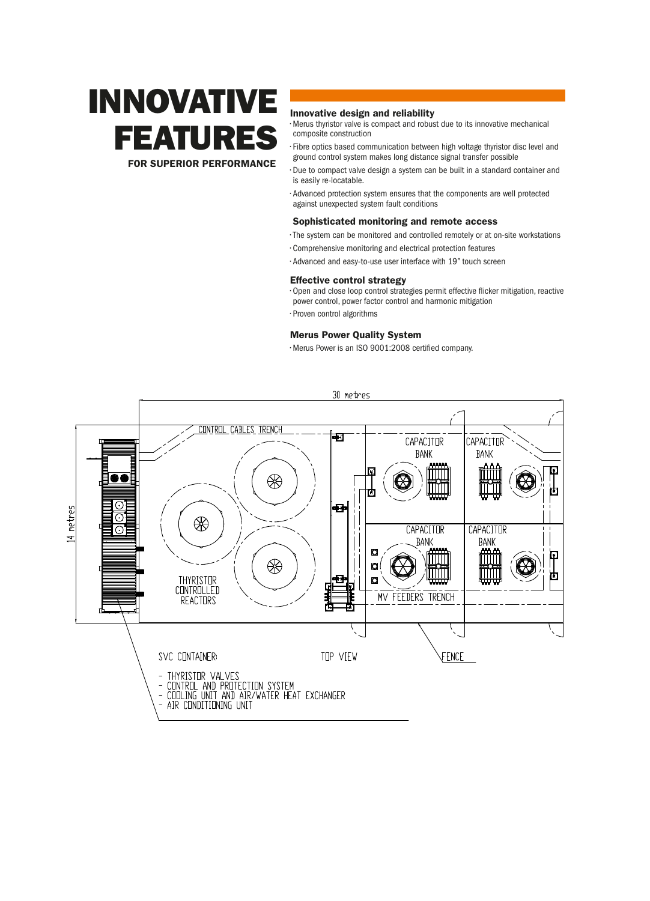# INNOVATIVE FEATURES

**FOR SUPERIOR PERFORMANCE**

### Innovative design and reliability

- Merus thyristor valve is compact and robust due to its innovative mechanical composite construction
- Fibre optics based communication between high voltage thyristor disc level and ground control system makes long distance signal transfer possible
- Due to compact valve design a system can be built in a standard container and is easily re-locatable.
- Advanced protection system ensures that the components are well protected against unexpected system fault conditions

### Sophisticated monitoring and remote access

- The system can be monitored and controlled remotely or at on-site workstations
- Comprehensive monitoring and electrical protection features
- Advanced and easy-to-use user interface with 19" touch screen

### Effective control strategy

- Open and close loop control strategies permit effective flicker mitigation, reactive power control, power factor control and harmonic mitigation
- Proven control algorithms

### Merus Power Quality System

- Merus Power is an ISO 9001:2008 certified company.

30 metres

14 metres

CONTROL CABLES TRENCH

CAPACITOR BANK

CAPACITOR BANK

CAPACITOR BANK

CAPACITOR BANK

THYRISTOR CONTROLLED REACTORS

MV FEEDERS TRENCH

SVC CONTAINER:

TOP VIEW

FENCE

- THYRISTOR VALVES
- CONTROL AND PROTECTION SYSTEM
- COOLING UNIT AND AIR/WATER HEAT EXCHANGER
- AIR CONDITIONING UNIT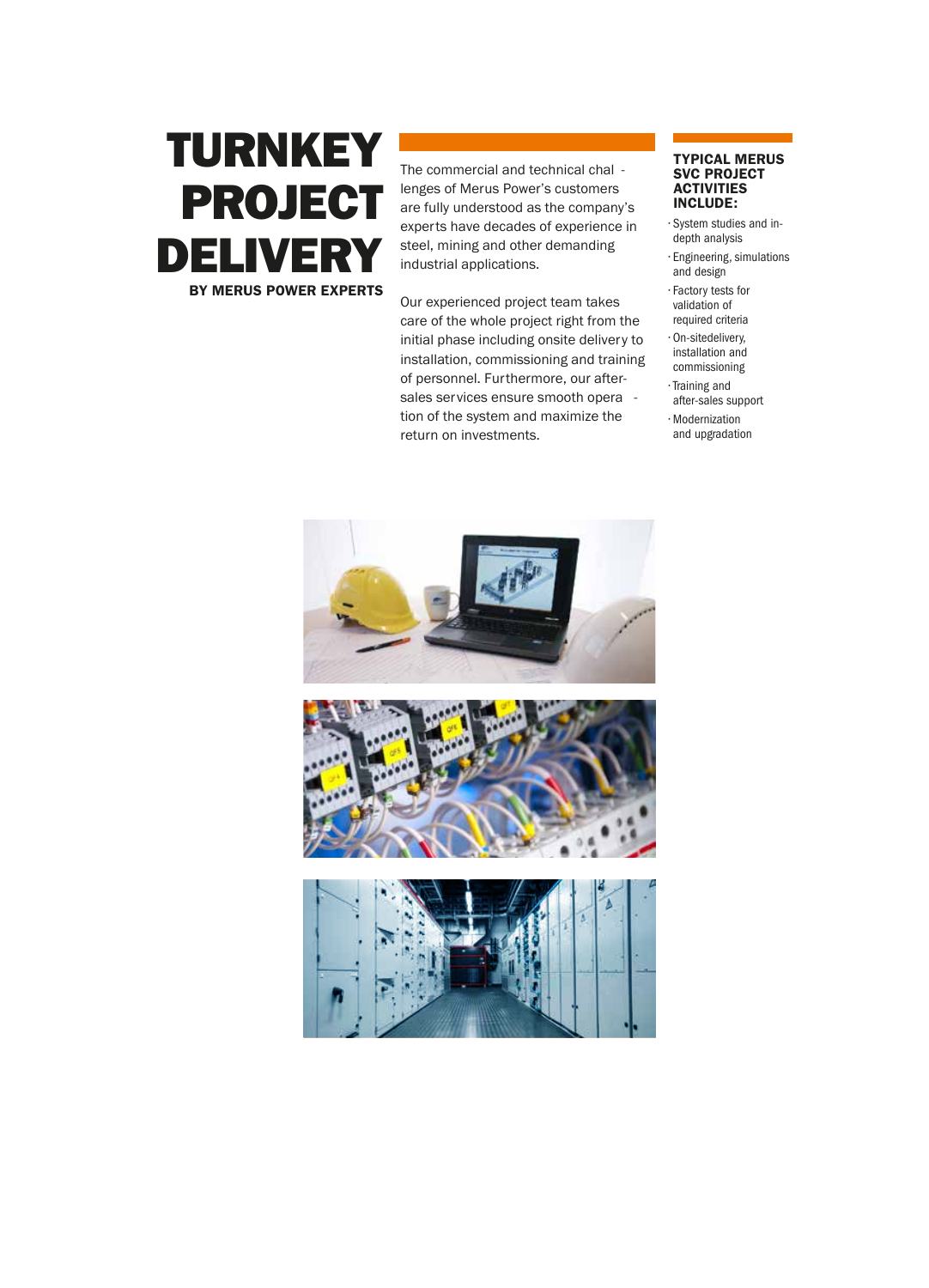# TURNKEY PROJECT DELIVERY

**BY MERUS POWER EXPERTS**

The commercial and technical challenges of Merus Power's customers are fully understood as the company's experts have decades of experience in steel, mining and other demanding industrial applications.

Our experienced project team takes care of the whole project right from the initial phase including onsite delivery to installation, commissioning and training of personnel. Furthermore, our after-sales services ensure smooth operation of the system and maximize the return on investments.

### TYPICAL MERUS SVC PROJECT ACTIVITIES INCLUDE:

- System studies and in-depth analysis
- Engineering, simulations and design
- Factory tests for validation of required criteria
- On-sitedelivery, installation and commissioning
- Training and after-sales support
- Modernization and upgradation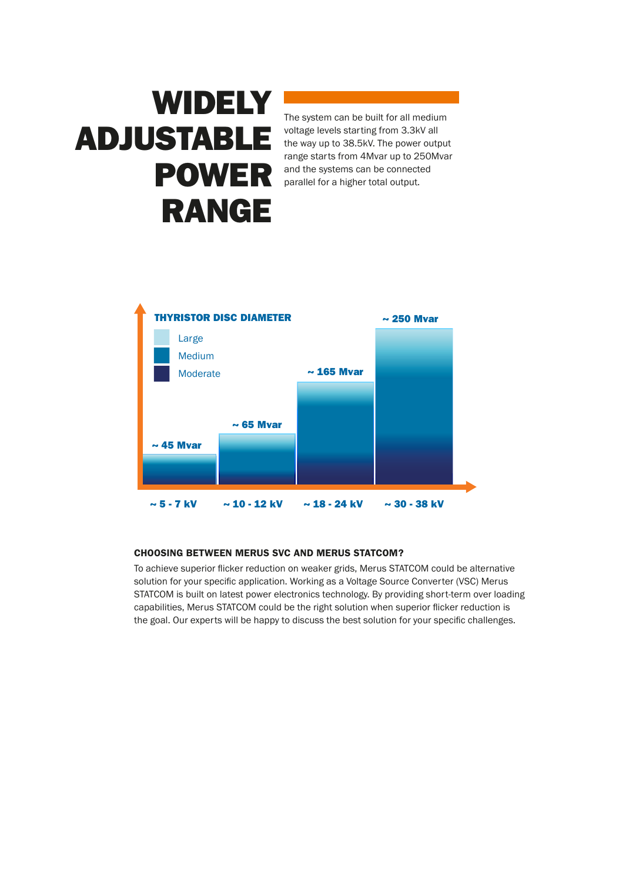# WIDELY ADJUSTABLE POWER RANGE

The system can be built for all medium voltage levels starting from 3.3kV all the way up to 38.5kV. The power output range starts from 4Mvar up to 250Mvar and the systems can be connected parallel for a higher total output.

**THYRISTOR DISC DIAMETER**

- Large
- Medium
- Moderate

| Voltage | Power |
| --- | --- |
| ~ 5 - 7 kV | ~ 45 Mvar |
| ~ 10 - 12 kV | ~ 65 Mvar |
| ~ 18 - 24 kV | ~ 165 Mvar |
| ~ 30 - 38 kV | ~ 250 Mvar |

### CHOOSING BETWEEN MERUS SVC AND MERUS STATCOM?

To achieve superior flicker reduction on weaker grids, Merus STATCOM could be alternative solution for your specific application. Working as a Voltage Source Converter (VSC) Merus STATCOM is built on latest power electronics technology. By providing short-term over loading capabilities, Merus STATCOM could be the right solution when superior flicker reduction is the goal. Our experts will be happy to discuss the best solution for your specific challenges.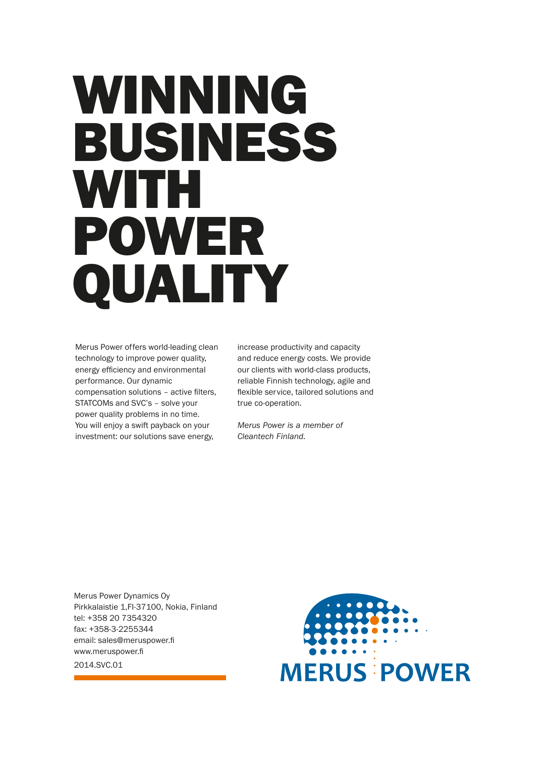# WINNING BUSINESS WITH POWER QUALITY

Merus Power offers world-leading clean technology to improve power quality, energy efficiency and environmental performance. Our dynamic compensation solutions – active filters, STATCOMs and SVC's – solve your power quality problems in no time. You will enjoy a swift payback on your investment: our solutions save energy, increase productivity and capacity and reduce energy costs. We provide our clients with world-class products, reliable Finnish technology, agile and flexible service, tailored solutions and true co-operation.

*Merus Power is a member of Cleantech Finland.*

Merus Power Dynamics Oy
Pirkkalaistie 1,FI-37100, Nokia, Finland
tel: +358 20 7354320
fax: +358-3-2255344
email: sales@meruspower.fi
www.meruspower.fi

2014.SVC.01

MERUS POWER